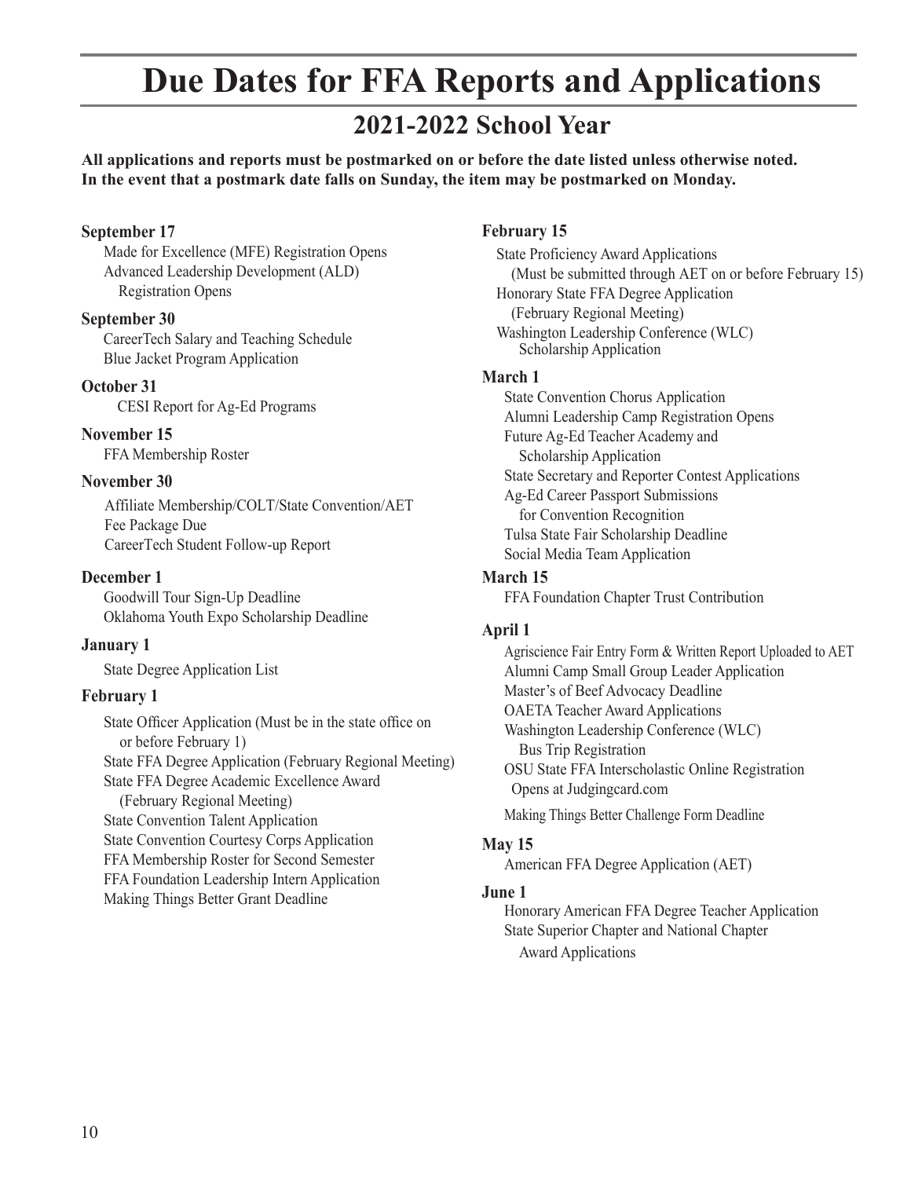# Due Dates for FFA Reports and Applications

## 2021-2022 School Year

**All applications and reports must be postmarked on or before the date listed unless otherwise noted. In the event that a postmark date falls on Sunday, the item may be postmarked on Monday.**

**September 17**
- Made for Excellence (MFE) Registration Opens
- Advanced Leadership Development (ALD) Registration Opens

**September 30**
- CareerTech Salary and Teaching Schedule
- Blue Jacket Program Application

**October 31**
- CESI Report for Ag-Ed Programs

**November 15**
- FFA Membership Roster

**November 30**
- Affiliate Membership/COLT/State Convention/AET Fee Package Due
- CareerTech Student Follow-up Report

**December 1**
- Goodwill Tour Sign-Up Deadline
- Oklahoma Youth Expo Scholarship Deadline

**January 1**
- State Degree Application List

**February 1**
- State Officer Application (Must be in the state office on or before February 1)
- State FFA Degree Application (February Regional Meeting)
- State FFA Degree Academic Excellence Award (February Regional Meeting)
- State Convention Talent Application
- State Convention Courtesy Corps Application
- FFA Membership Roster for Second Semester
- FFA Foundation Leadership Intern Application
- Making Things Better Grant Deadline

**February 15**
- State Proficiency Award Applications (Must be submitted through AET on or before February 15)
- Honorary State FFA Degree Application (February Regional Meeting)
- Washington Leadership Conference (WLC) Scholarship Application

**March 1**
- State Convention Chorus Application
- Alumni Leadership Camp Registration Opens
- Future Ag-Ed Teacher Academy and Scholarship Application
- State Secretary and Reporter Contest Applications
- Ag-Ed Career Passport Submissions for Convention Recognition
- Tulsa State Fair Scholarship Deadline
- Social Media Team Application

**March 15**
- FFA Foundation Chapter Trust Contribution

**April 1**
- Agriscience Fair Entry Form & Written Report Uploaded to AET
- Alumni Camp Small Group Leader Application
- Master's of Beef Advocacy Deadline
- OAETA Teacher Award Applications
- Washington Leadership Conference (WLC) Bus Trip Registration
- OSU State FFA Interscholastic Online Registration Opens at Judgingcard.com
- Making Things Better Challenge Form Deadline

**May 15**
- American FFA Degree Application (AET)

**June 1**
- Honorary American FFA Degree Teacher Application
- State Superior Chapter and National Chapter Award Applications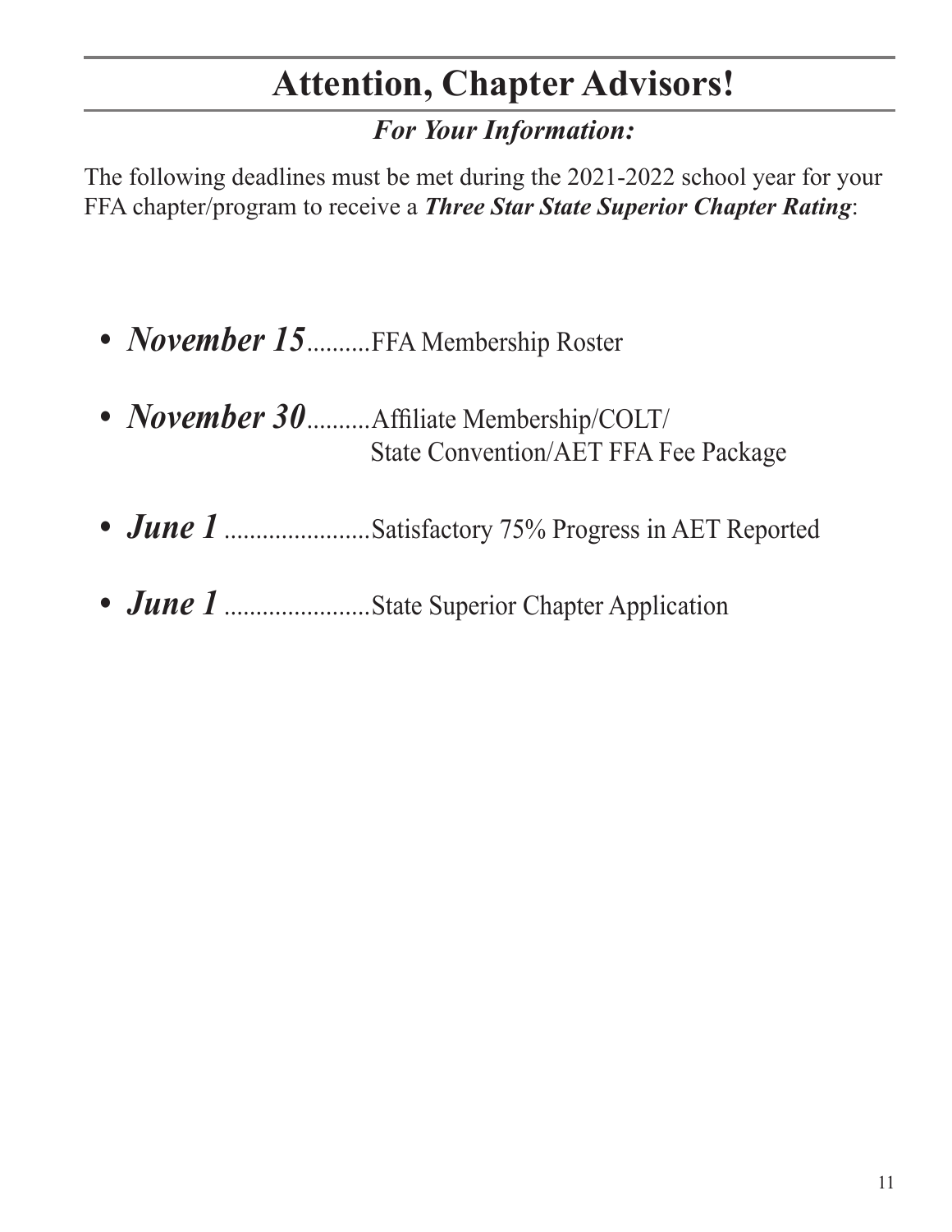# Attention, Chapter Advisors!

***For Your Information:***

The following deadlines must be met during the 2021-2022 school year for your FFA chapter/program to receive a ***Three Star State Superior Chapter Rating***:

- ***November 15***..........FFA Membership Roster
- ***November 30***..........Affiliate Membership/COLT/ State Convention/AET FFA Fee Package
- ***June 1***.......................Satisfactory 75% Progress in AET Reported
- ***June 1***.......................State Superior Chapter Application